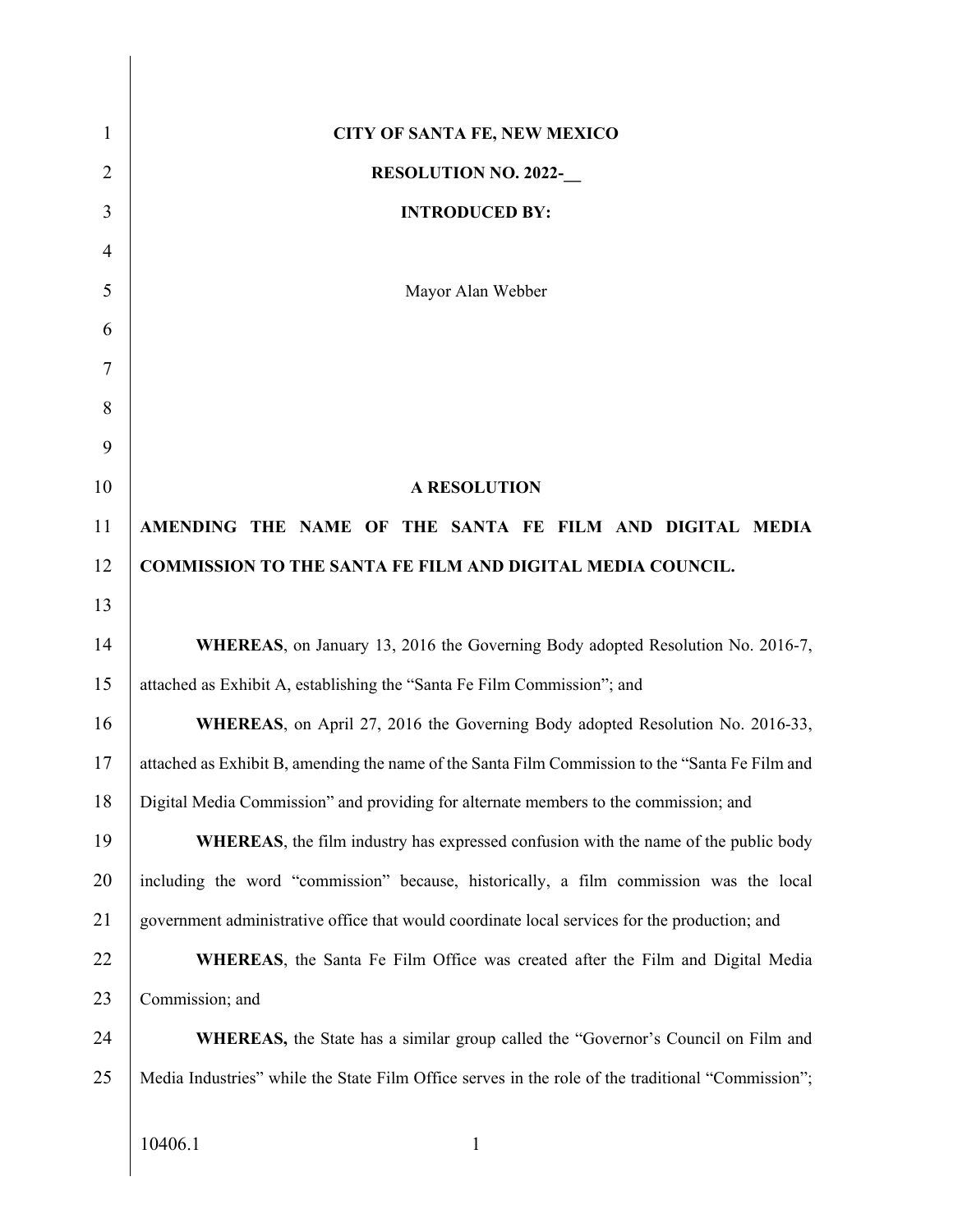**CITY OF SANTA FE, NEW MEXICO**

**RESOLUTION NO. 2022-__**

**INTRODUCED BY:**

Mayor Alan Webber

**A RESOLUTION**

**AMENDING THE NAME OF THE SANTA FE FILM AND DIGITAL MEDIA COMMISSION TO THE SANTA FE FILM AND DIGITAL MEDIA COUNCIL.**

**WHEREAS**, on January 13, 2016 the Governing Body adopted Resolution No. 2016-7, attached as Exhibit A, establishing the "Santa Fe Film Commission"; and

**WHEREAS**, on April 27, 2016 the Governing Body adopted Resolution No. 2016-33, attached as Exhibit B, amending the name of the Santa Film Commission to the "Santa Fe Film and Digital Media Commission" and providing for alternate members to the commission; and

**WHEREAS**, the film industry has expressed confusion with the name of the public body including the word "commission" because, historically, a film commission was the local government administrative office that would coordinate local services for the production; and

**WHEREAS**, the Santa Fe Film Office was created after the Film and Digital Media Commission; and

**WHEREAS,** the State has a similar group called the "Governor's Council on Film and Media Industries" while the State Film Office serves in the role of the traditional "Commission";

10406.1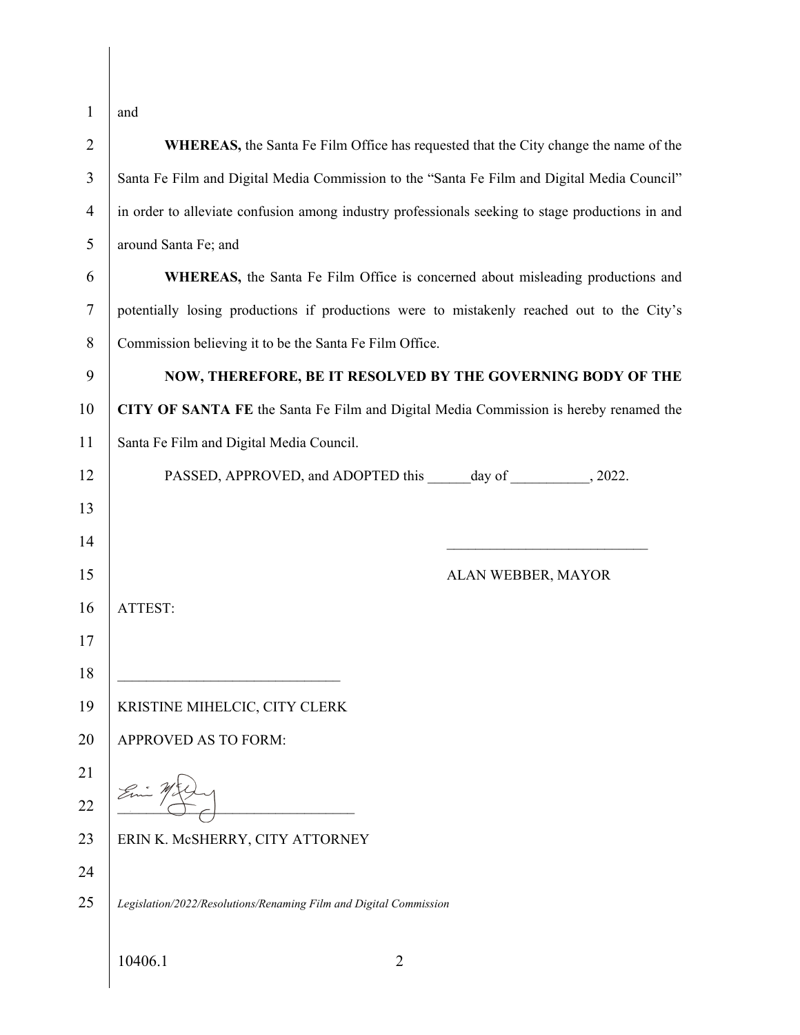and

**WHEREAS,** the Santa Fe Film Office has requested that the City change the name of the Santa Fe Film and Digital Media Commission to the "Santa Fe Film and Digital Media Council" in order to alleviate confusion among industry professionals seeking to stage productions in and around Santa Fe; and

**WHEREAS,** the Santa Fe Film Office is concerned about misleading productions and potentially losing productions if productions were to mistakenly reached out to the City's Commission believing it to be the Santa Fe Film Office.

**NOW, THEREFORE, BE IT RESOLVED BY THE GOVERNING BODY OF THE CITY OF SANTA FE** the Santa Fe Film and Digital Media Commission is hereby renamed the Santa Fe Film and Digital Media Council.

PASSED, APPROVED, and ADOPTED this ______day of ___________, 2022.

____________________________

ALAN WEBBER, MAYOR

ATTEST:

______________________________

KRISTINE MIHELCIC, CITY CLERK

APPROVED AS TO FORM:

______________________________

ERIN K. McSHERRY, CITY ATTORNEY

*Legislation/2022/Resolutions/Renaming Film and Digital Commission*

10406.1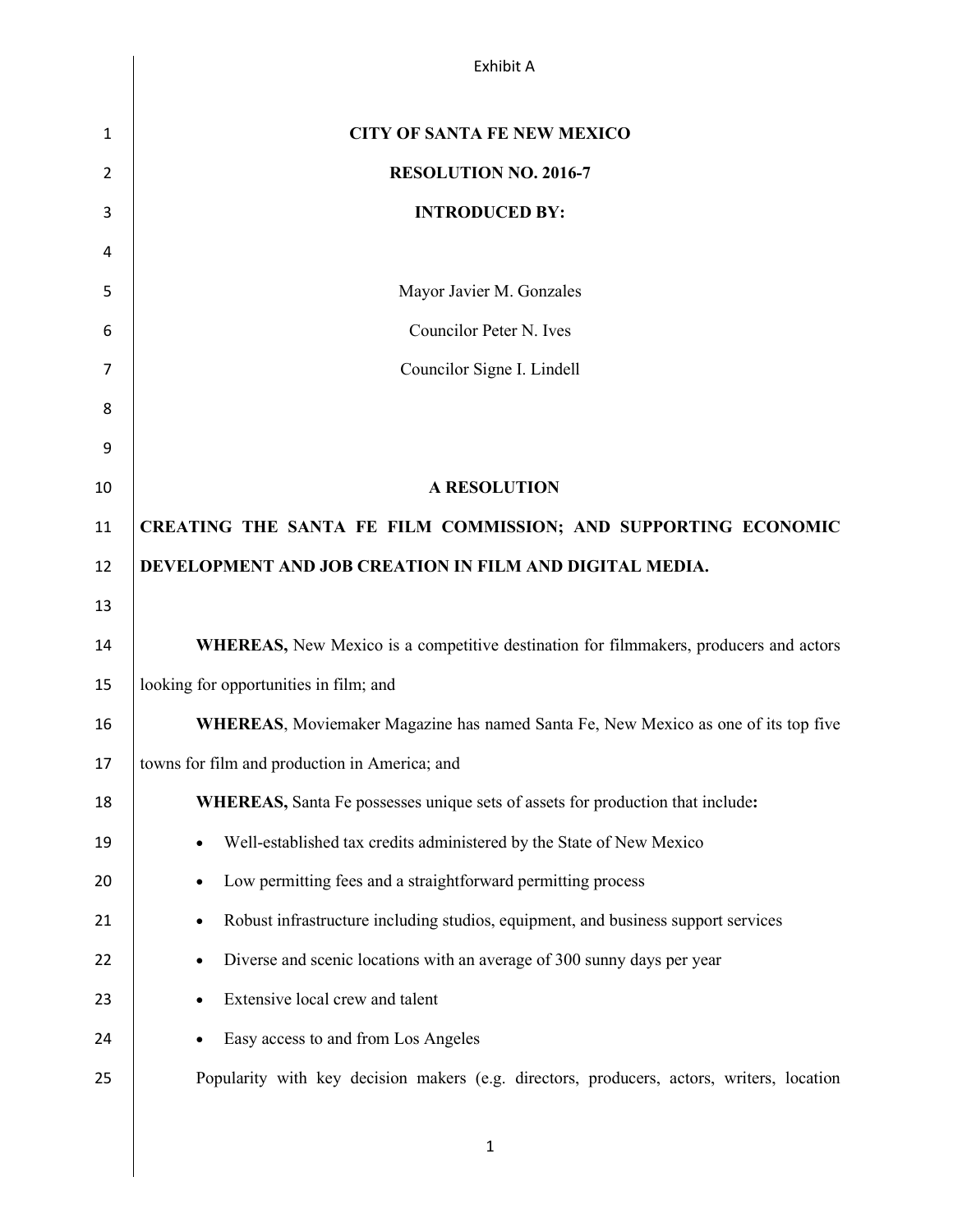Exhibit A

**CITY OF SANTA FE NEW MEXICO**

**RESOLUTION NO. 2016-7**

**INTRODUCED BY:**

Mayor Javier M. Gonzales

Councilor Peter N. Ives

Councilor Signe I. Lindell

**A RESOLUTION**

**CREATING THE SANTA FE FILM COMMISSION; AND SUPPORTING ECONOMIC DEVELOPMENT AND JOB CREATION IN FILM AND DIGITAL MEDIA.**

**WHEREAS,** New Mexico is a competitive destination for filmmakers, producers and actors looking for opportunities in film; and

**WHEREAS**, Moviemaker Magazine has named Santa Fe, New Mexico as one of its top five towns for film and production in America; and

**WHEREAS,** Santa Fe possesses unique sets of assets for production that include**:**

- Well-established tax credits administered by the State of New Mexico
- Low permitting fees and a straightforward permitting process
- Robust infrastructure including studios, equipment, and business support services
- Diverse and scenic locations with an average of 300 sunny days per year
- Extensive local crew and talent
- Easy access to and from Los Angeles

Popularity with key decision makers (e.g. directors, producers, actors, writers, location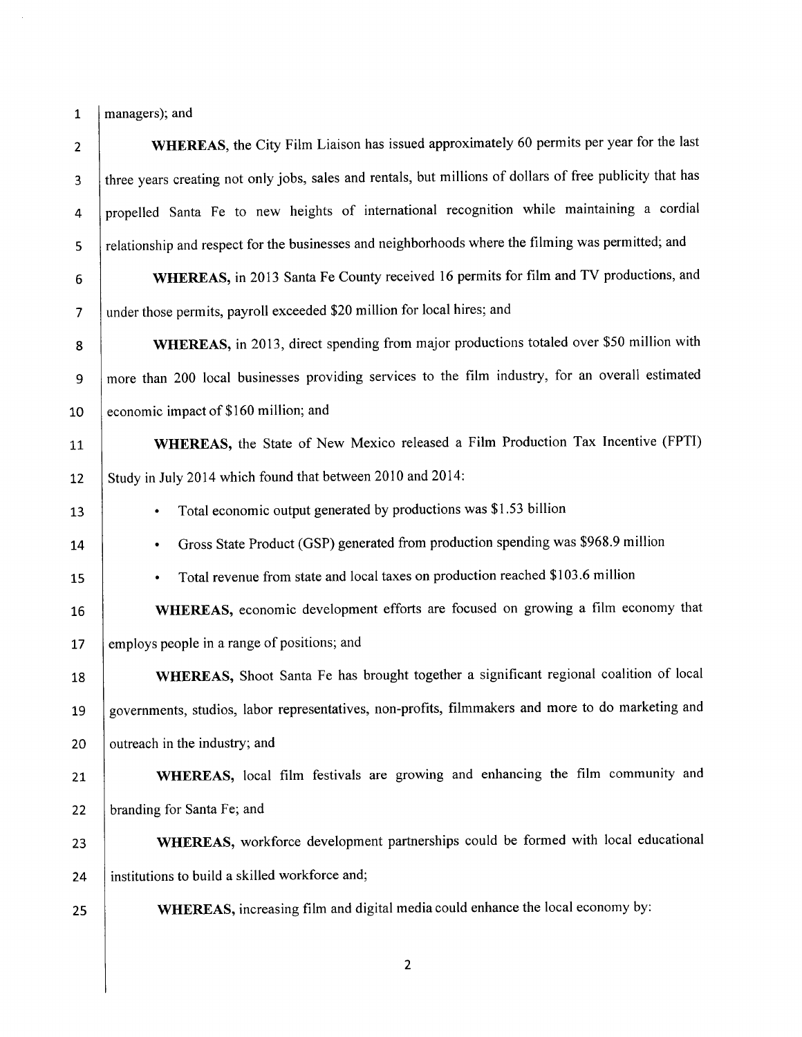managers); and

**WHEREAS,** the City Film Liaison has issued approximately 60 permits per year for the last three years creating not only jobs, sales and rentals, but millions of dollars of free publicity that has propelled Santa Fe to new heights of international recognition while maintaining a cordial relationship and respect for the businesses and neighborhoods where the filming was permitted; and

**WHEREAS,** in 2013 Santa Fe County received 16 permits for film and TV productions, and under those permits, payroll exceeded $20 million for local hires; and

**WHEREAS,** in 2013, direct spending from major productions totaled over $50 million with more than 200 local businesses providing services to the film industry, for an overall estimated economic impact of $160 million; and

**WHEREAS,** the State of New Mexico released a Film Production Tax Incentive (FPTI) Study in July 2014 which found that between 2010 and 2014:

- Total economic output generated by productions was $1.53 billion
- Gross State Product (GSP) generated from production spending was $968.9 million
- Total revenue from state and local taxes on production reached $103.6 million

**WHEREAS,** economic development efforts are focused on growing a film economy that employs people in a range of positions; and

**WHEREAS,** Shoot Santa Fe has brought together a significant regional coalition of local governments, studios, labor representatives, non-profits, filmmakers and more to do marketing and outreach in the industry; and

**WHEREAS,** local film festivals are growing and enhancing the film community and branding for Santa Fe; and

**WHEREAS,** workforce development partnerships could be formed with local educational institutions to build a skilled workforce and;

**WHEREAS,** increasing film and digital media could enhance the local economy by: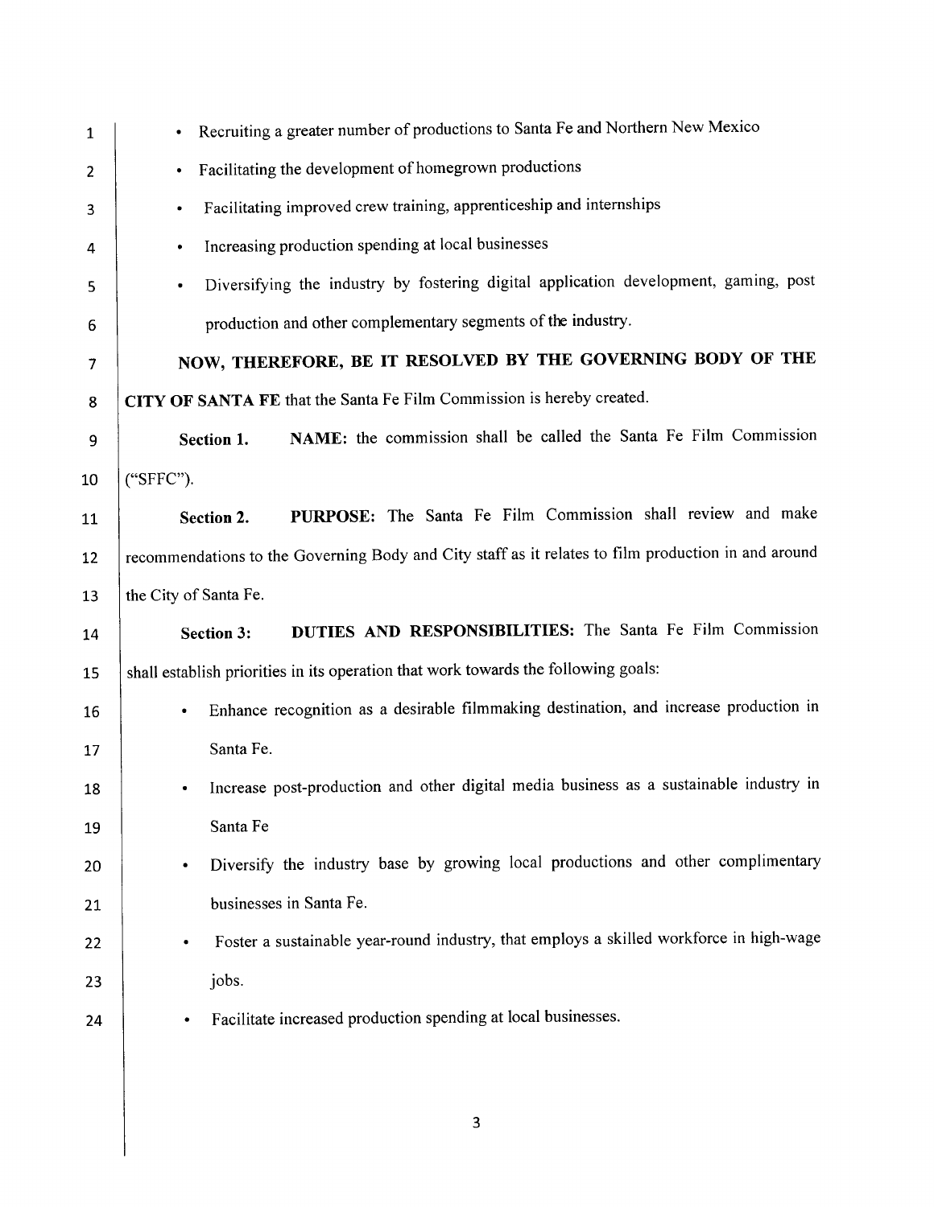- Recruiting a greater number of productions to Santa Fe and Northern New Mexico
- Facilitating the development of homegrown productions
- Facilitating improved crew training, apprenticeship and internships
- Increasing production spending at local businesses
- Diversifying the industry by fostering digital application development, gaming, post production and other complementary segments of the industry.

**NOW, THEREFORE, BE IT RESOLVED BY THE GOVERNING BODY OF THE CITY OF SANTA FE** that the Santa Fe Film Commission is hereby created.

**Section 1. NAME:** the commission shall be called the Santa Fe Film Commission ("SFFC").

**Section 2. PURPOSE:** The Santa Fe Film Commission shall review and make recommendations to the Governing Body and City staff as it relates to film production in and around the City of Santa Fe.

**Section 3: DUTIES AND RESPONSIBILITIES:** The Santa Fe Film Commission shall establish priorities in its operation that work towards the following goals:

- Enhance recognition as a desirable filmmaking destination, and increase production in Santa Fe.
- Increase post-production and other digital media business as a sustainable industry in Santa Fe
- Diversify the industry base by growing local productions and other complimentary businesses in Santa Fe.
- Foster a sustainable year-round industry, that employs a skilled workforce in high-wage jobs.
- Facilitate increased production spending at local businesses.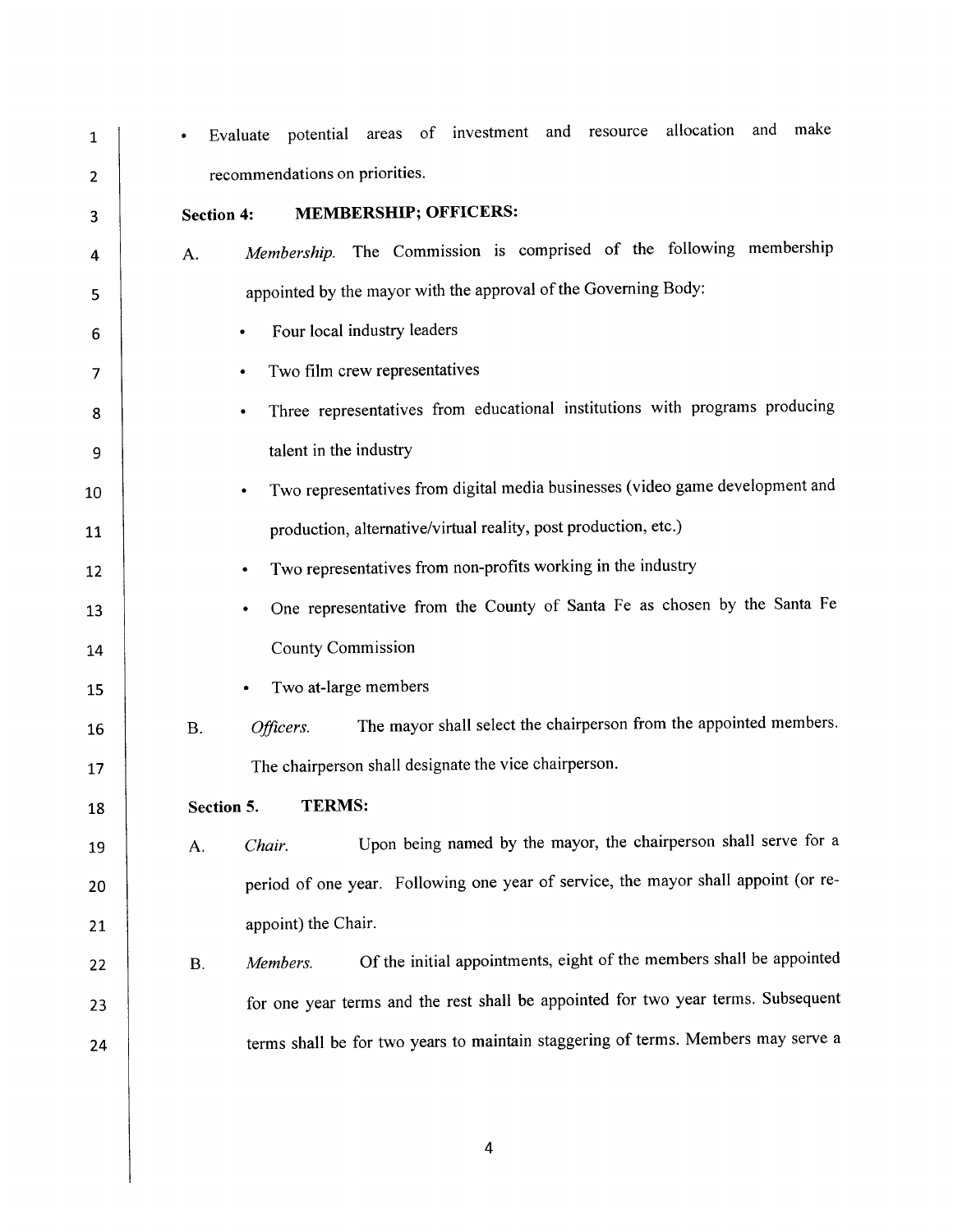- Evaluate potential areas of investment and resource allocation and make recommendations on priorities.

**Section 4: MEMBERSHIP; OFFICERS:**

A. *Membership.* The Commission is comprised of the following membership appointed by the mayor with the approval of the Governing Body:

- Four local industry leaders
- Two film crew representatives
- Three representatives from educational institutions with programs producing talent in the industry
- Two representatives from digital media businesses (video game development and production, alternative/virtual reality, post production, etc.)
- Two representatives from non-profits working in the industry
- One representative from the County of Santa Fe as chosen by the Santa Fe County Commission
- Two at-large members

B. *Officers.* The mayor shall select the chairperson from the appointed members. The chairperson shall designate the vice chairperson.

**Section 5. TERMS:**

A. *Chair.* Upon being named by the mayor, the chairperson shall serve for a period of one year. Following one year of service, the mayor shall appoint (or re-appoint) the Chair.

B. *Members.* Of the initial appointments, eight of the members shall be appointed for one year terms and the rest shall be appointed for two year terms. Subsequent terms shall be for two years to maintain staggering of terms. Members may serve a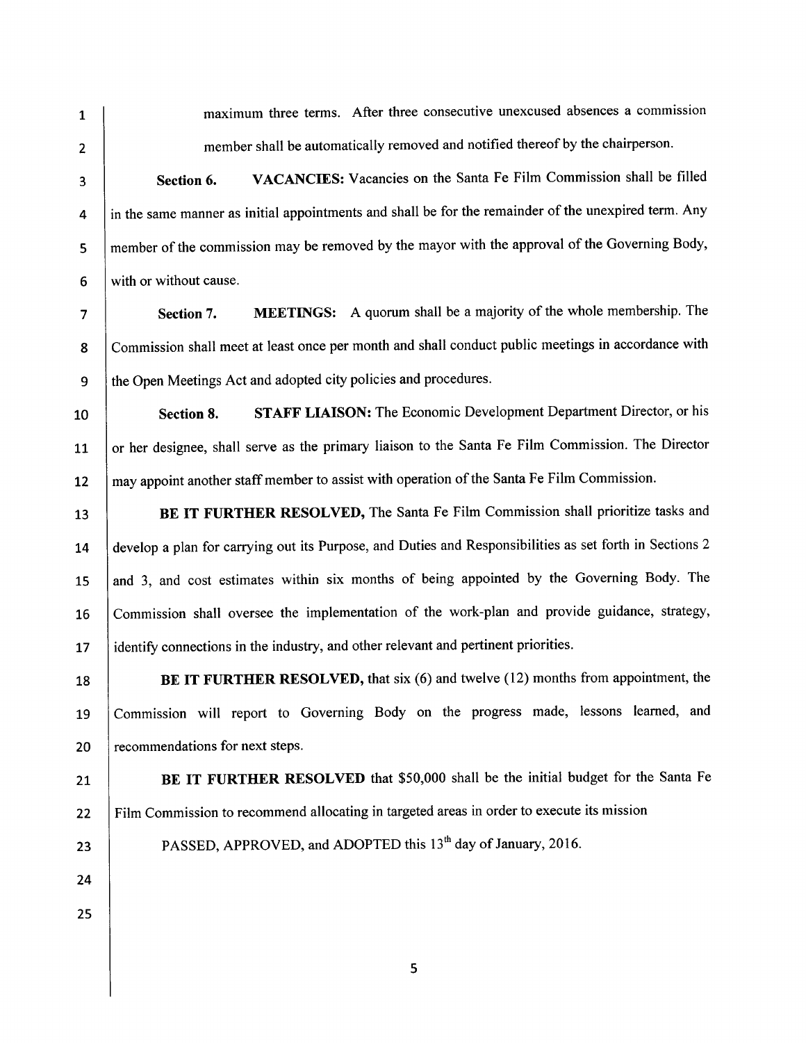maximum three terms. After three consecutive unexcused absences a commission member shall be automatically removed and notified thereof by the chairperson.

**Section 6. VACANCIES:** Vacancies on the Santa Fe Film Commission shall be filled in the same manner as initial appointments and shall be for the remainder of the unexpired term. Any member of the commission may be removed by the mayor with the approval of the Governing Body, with or without cause.

**Section 7. MEETINGS:** A quorum shall be a majority of the whole membership. The Commission shall meet at least once per month and shall conduct public meetings in accordance with the Open Meetings Act and adopted city policies and procedures.

**Section 8. STAFF LIAISON:** The Economic Development Department Director, or his or her designee, shall serve as the primary liaison to the Santa Fe Film Commission. The Director may appoint another staff member to assist with operation of the Santa Fe Film Commission.

**BE IT FURTHER RESOLVED,** The Santa Fe Film Commission shall prioritize tasks and develop a plan for carrying out its Purpose, and Duties and Responsibilities as set forth in Sections 2 and 3, and cost estimates within six months of being appointed by the Governing Body. The Commission shall oversee the implementation of the work-plan and provide guidance, strategy, identify connections in the industry, and other relevant and pertinent priorities.

**BE IT FURTHER RESOLVED,** that six (6) and twelve (12) months from appointment, the Commission will report to Governing Body on the progress made, lessons learned, and recommendations for next steps.

**BE IT FURTHER RESOLVED** that $50,000 shall be the initial budget for the Santa Fe Film Commission to recommend allocating in targeted areas in order to execute its mission

PASSED, APPROVED, and ADOPTED this 13th day of January, 2016.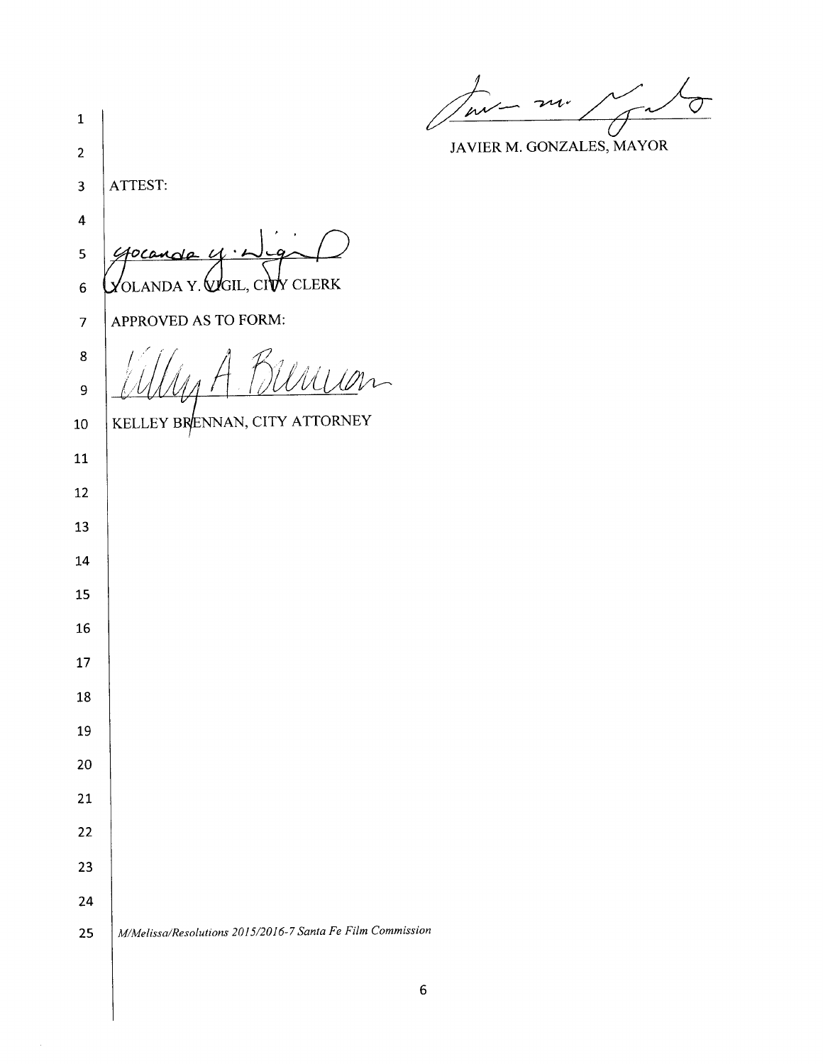JAVIER M. GONZALES, MAYOR

ATTEST:

YOLANDA Y. VIGIL, CITY CLERK

APPROVED AS TO FORM:

KELLEY BRENNAN, CITY ATTORNEY

*M/Melissa/Resolutions 2015/2016-7 Santa Fe Film Commission*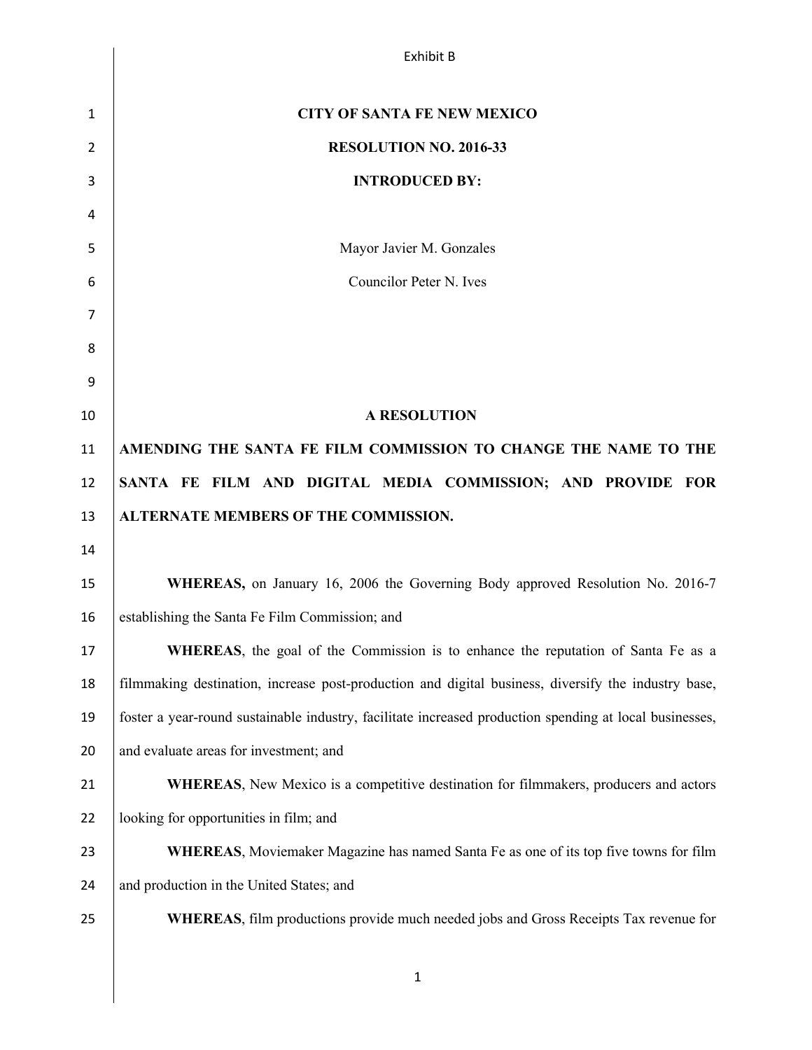Exhibit B

**CITY OF SANTA FE NEW MEXICO**

**RESOLUTION NO. 2016-33**

**INTRODUCED BY:**

Mayor Javier M. Gonzales

Councilor Peter N. Ives

**A RESOLUTION**

**AMENDING THE SANTA FE FILM COMMISSION TO CHANGE THE NAME TO THE SANTA FE FILM AND DIGITAL MEDIA COMMISSION; AND PROVIDE FOR ALTERNATE MEMBERS OF THE COMMISSION.**

**WHEREAS,** on January 16, 2006 the Governing Body approved Resolution No. 2016-7 establishing the Santa Fe Film Commission; and

**WHEREAS**, the goal of the Commission is to enhance the reputation of Santa Fe as a filmmaking destination, increase post-production and digital business, diversify the industry base, foster a year-round sustainable industry, facilitate increased production spending at local businesses, and evaluate areas for investment; and

**WHEREAS**, New Mexico is a competitive destination for filmmakers, producers and actors looking for opportunities in film; and

**WHEREAS**, Moviemaker Magazine has named Santa Fe as one of its top five towns for film and production in the United States; and

**WHEREAS**, film productions provide much needed jobs and Gross Receipts Tax revenue for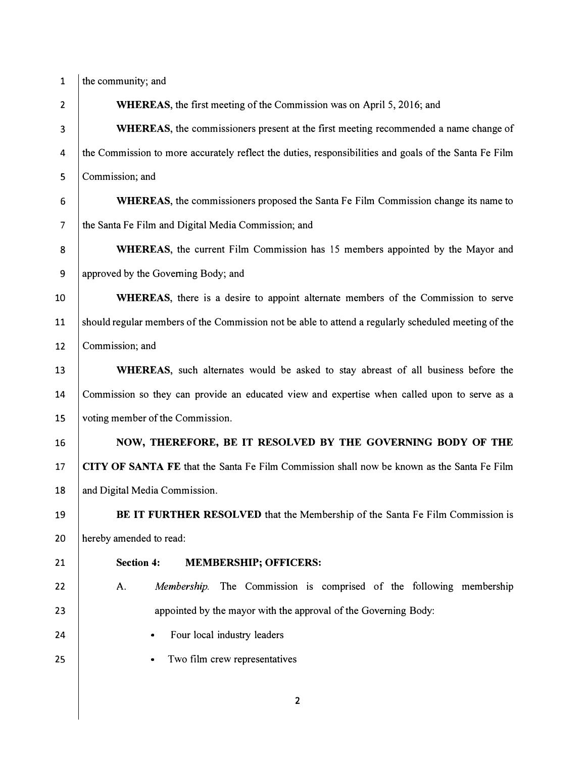the community; and

**WHEREAS**, the first meeting of the Commission was on April 5, 2016; and

**WHEREAS**, the commissioners present at the first meeting recommended a name change of the Commission to more accurately reflect the duties, responsibilities and goals of the Santa Fe Film Commission; and

**WHEREAS**, the commissioners proposed the Santa Fe Film Commission change its name to the Santa Fe Film and Digital Media Commission; and

**WHEREAS**, the current Film Commission has 15 members appointed by the Mayor and approved by the Governing Body; and

**WHEREAS**, there is a desire to appoint alternate members of the Commission to serve should regular members of the Commission not be able to attend a regularly scheduled meeting of the Commission; and

**WHEREAS**, such alternates would be asked to stay abreast of all business before the Commission so they can provide an educated view and expertise when called upon to serve as a voting member of the Commission.

**NOW, THEREFORE, BE IT RESOLVED BY THE GOVERNING BODY OF THE CITY OF SANTA FE** that the Santa Fe Film Commission shall now be known as the Santa Fe Film and Digital Media Commission.

**BE IT FURTHER RESOLVED** that the Membership of the Santa Fe Film Commission is hereby amended to read:

**Section 4: MEMBERSHIP; OFFICERS:**

A. *Membership.* The Commission is comprised of the following membership appointed by the mayor with the approval of the Governing Body:

- Four local industry leaders
- Two film crew representatives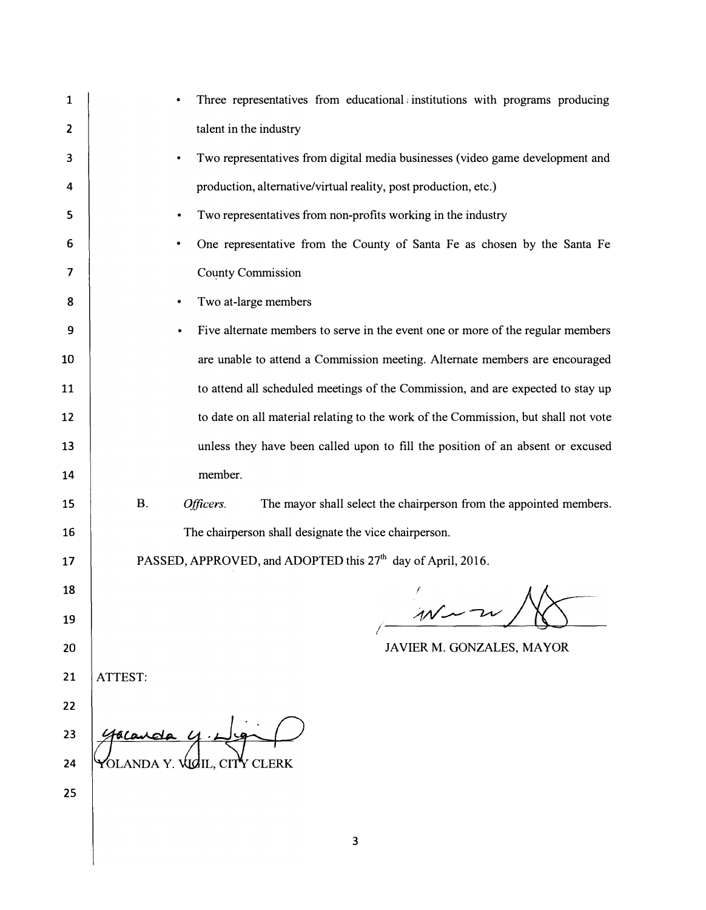- Three representatives from educational institutions with programs producing talent in the industry
- Two representatives from digital media businesses (video game development and production, alternative/virtual reality, post production, etc.)
- Two representatives from non-profits working in the industry
- One representative from the County of Santa Fe as chosen by the Santa Fe County Commission
- Two at-large members
- Five alternate members to serve in the event one or more of the regular members are unable to attend a Commission meeting. Alternate members are encouraged to attend all scheduled meetings of the Commission, and are expected to stay up to date on all material relating to the work of the Commission, but shall not vote unless they have been called upon to fill the position of an absent or excused member.

B. *Officers.* The mayor shall select the chairperson from the appointed members. The chairperson shall designate the vice chairperson.

PASSED, APPROVED, and ADOPTED this 27th day of April, 2016.

JAVIER M. GONZALES, MAYOR

ATTEST:

YOLANDA Y. VIGIL, CITY CLERK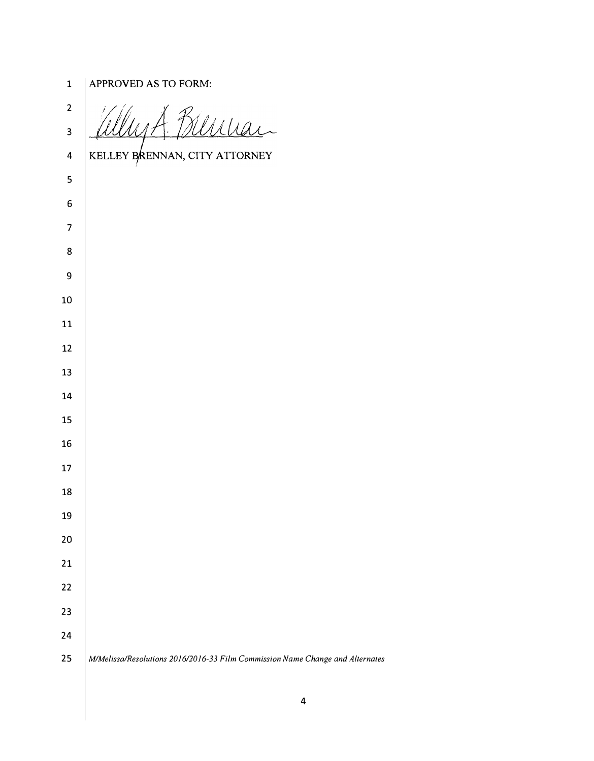APPROVED AS TO FORM:

Kelley A. Brennan

KELLEY BRENNAN, CITY ATTORNEY

*M/Melissa/Resolutions 2016/2016-33 Film Commission Name Change and Alternates*